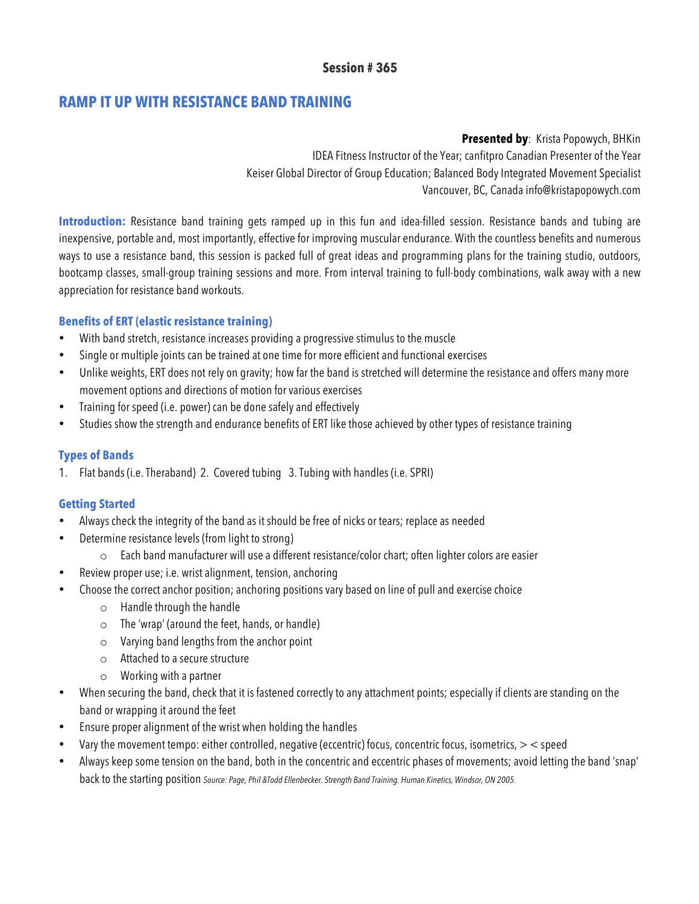**Session # 365**

# RAMP IT UP WITH RESISTANCE BAND TRAINING

**Presented by**: Krista Popowych, BHKin
IDEA Fitness Instructor of the Year; canfitpro Canadian Presenter of the Year
Keiser Global Director of Group Education; Balanced Body Integrated Movement Specialist
Vancouver, BC, Canada info@kristapopowych.com

**Introduction:** Resistance band training gets ramped up in this fun and idea-filled session. Resistance bands and tubing are inexpensive, portable and, most importantly, effective for improving muscular endurance. With the countless benefits and numerous ways to use a resistance band, this session is packed full of great ideas and programming plans for the training studio, outdoors, bootcamp classes, small-group training sessions and more. From interval training to full-body combinations, walk away with a new appreciation for resistance band workouts.

## Benefits of ERT (elastic resistance training)

- With band stretch, resistance increases providing a progressive stimulus to the muscle
- Single or multiple joints can be trained at one time for more efficient and functional exercises
- Unlike weights, ERT does not rely on gravity; how far the band is stretched will determine the resistance and offers many more movement options and directions of motion for various exercises
- Training for speed (i.e. power) can be done safely and effectively
- Studies show the strength and endurance benefits of ERT like those achieved by other types of resistance training

## Types of Bands

1. Flat bands (i.e. Theraband) 2. Covered tubing 3. Tubing with handles (i.e. SPRI)

## Getting Started

- Always check the integrity of the band as it should be free of nicks or tears; replace as needed
- Determine resistance levels (from light to strong)
  - Each band manufacturer will use a different resistance/color chart; often lighter colors are easier
- Review proper use; i.e. wrist alignment, tension, anchoring
- Choose the correct anchor position; anchoring positions vary based on line of pull and exercise choice
  - Handle through the handle
  - The 'wrap' (around the feet, hands, or handle)
  - Varying band lengths from the anchor point
  - Attached to a secure structure
  - Working with a partner
- When securing the band, check that it is fastened correctly to any attachment points; especially if clients are standing on the band or wrapping it around the feet
- Ensure proper alignment of the wrist when holding the handles
- Vary the movement tempo: either controlled, negative (eccentric) focus, concentric focus, isometrics, > < speed
- Always keep some tension on the band, both in the concentric and eccentric phases of movements; avoid letting the band 'snap' back to the starting position *Source: Page, Phil &Todd Ellenbecker. Strength Band Training. Human Kinetics, Windsor, ON 2005.*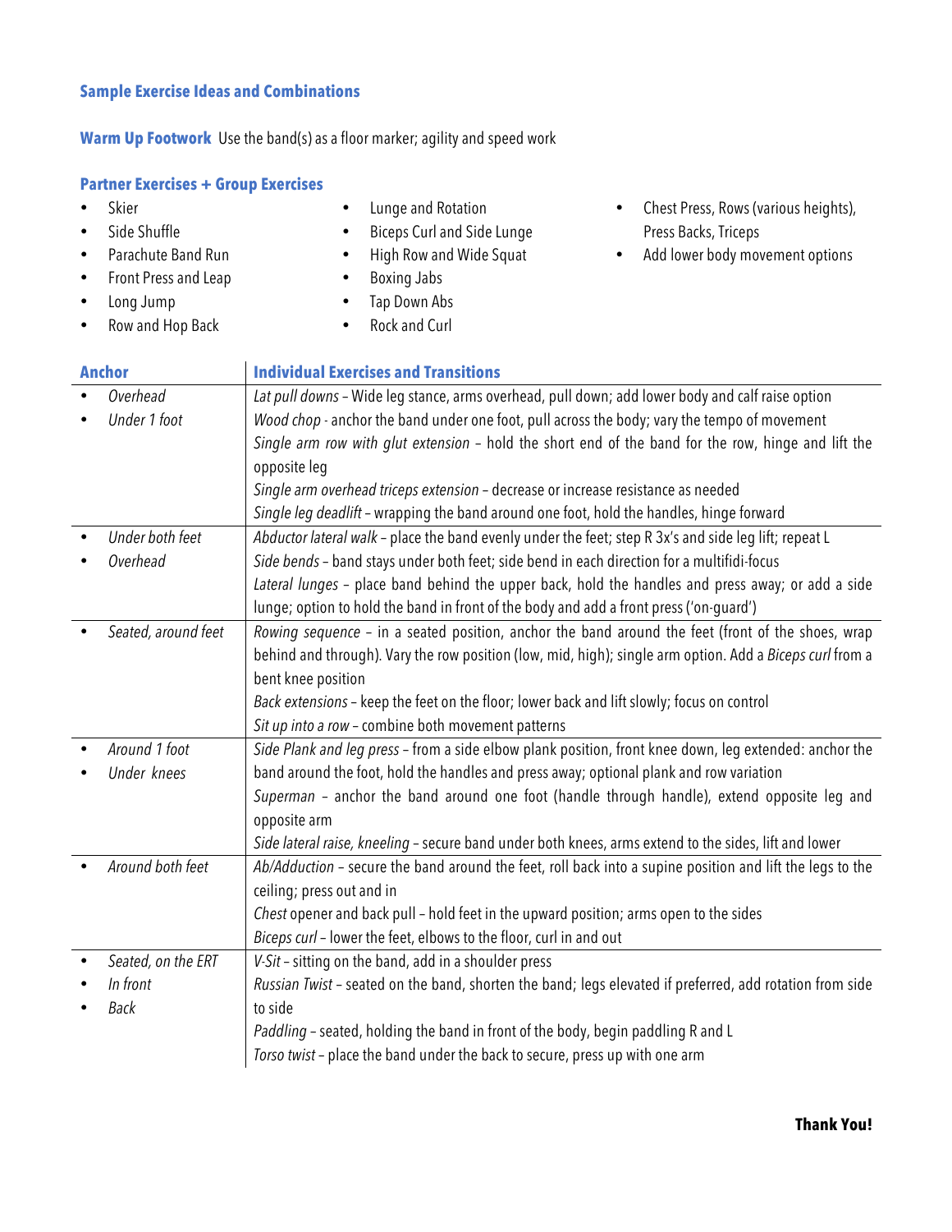### Sample Exercise Ideas and Combinations

**Warm Up Footwork** Use the band(s) as a floor marker; agility and speed work

#### Partner Exercises + Group Exercises

- Skier
- Side Shuffle
- Parachute Band Run
- Front Press and Leap
- Long Jump
- Row and Hop Back
- Lunge and Rotation
- Biceps Curl and Side Lunge
- High Row and Wide Squat
- Boxing Jabs
- Tap Down Abs
- Rock and Curl
- Chest Press, Rows (various heights), Press Backs, Triceps
- Add lower body movement options

| Anchor | Individual Exercises and Transitions |
|---|---|
| • *Overhead*<br>• *Under 1 foot* | *Lat pull downs* – Wide leg stance, arms overhead, pull down; add lower body and calf raise option<br>*Wood chop* - anchor the band under one foot, pull across the body; vary the tempo of movement<br>*Single arm row with glut extension* – hold the short end of the band for the row, hinge and lift the opposite leg<br>*Single arm overhead triceps extension* – decrease or increase resistance as needed<br>*Single leg deadlift* – wrapping the band around one foot, hold the handles, hinge forward |
| • *Under both feet*<br>• *Overhead* | *Abductor lateral walk* – place the band evenly under the feet; step R 3x's and side leg lift; repeat L<br>*Side bends* – band stays under both feet; side bend in each direction for a multifidi-focus<br>*Lateral lunges* – place band behind the upper back, hold the handles and press away; or add a side lunge; option to hold the band in front of the body and add a front press ('on-guard') |
| • *Seated, around feet* | *Rowing sequence* – in a seated position, anchor the band around the feet (front of the shoes, wrap behind and through). Vary the row position (low, mid, high); single arm option. Add a *Biceps curl* from a bent knee position<br>*Back extensions* – keep the feet on the floor; lower back and lift slowly; focus on control<br>*Sit up into a row* – combine both movement patterns |
| • *Around 1 foot*<br>• *Under knees* | *Side Plank and leg press* – from a side elbow plank position, front knee down, leg extended: anchor the band around the foot, hold the handles and press away; optional plank and row variation<br>*Superman* – anchor the band around one foot (handle through handle), extend opposite leg and opposite arm<br>*Side lateral raise, kneeling* – secure band under both knees, arms extend to the sides, lift and lower |
| • *Around both feet* | *Ab/Adduction* – secure the band around the feet, roll back into a supine position and lift the legs to the ceiling; press out and in<br>*Chest* opener and back pull – hold feet in the upward position; arms open to the sides<br>*Biceps curl* – lower the feet, elbows to the floor, curl in and out |
| • *Seated, on the ERT*<br>• *In front*<br>• *Back* | *V-Sit* – sitting on the band, add in a shoulder press<br>*Russian Twist* – seated on the band, shorten the band; legs elevated if preferred, add rotation from side to side<br>*Paddling* – seated, holding the band in front of the body, begin paddling R and L<br>*Torso twist* – place the band under the back to secure, press up with one arm |

**Thank You!**